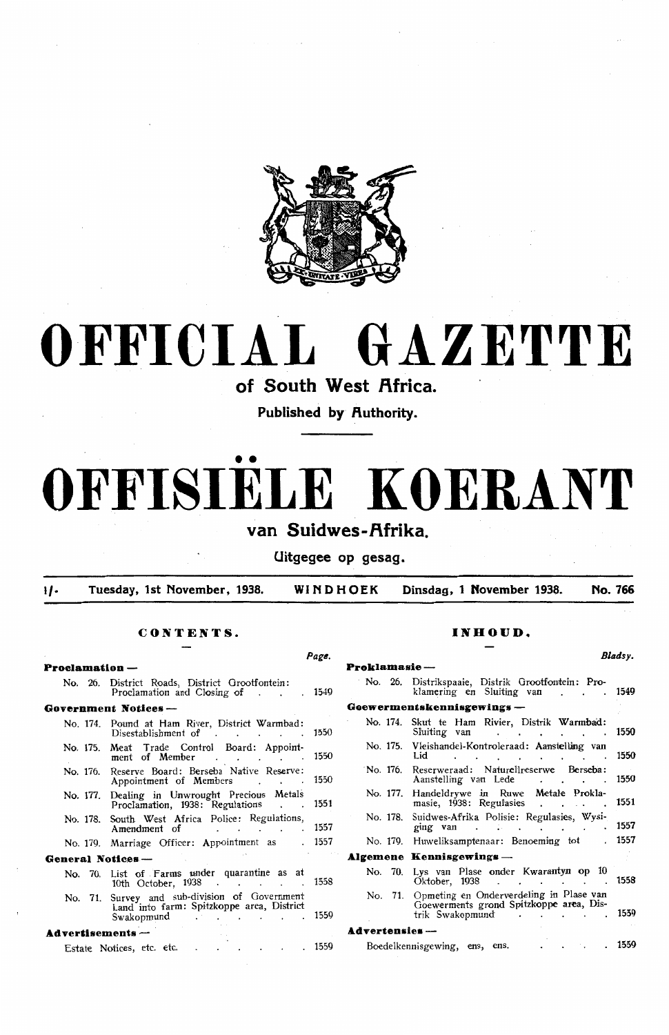# OFFICIAL GAZETTE

## of South West Africa.

**Published by Authority.**

# OFFISIËLE KOERANT

## van Suidwes-Afrika.

**Uitgegee op gesag.**

1/- Tuesday, 1st November, 1938. WINDHOEK Dinsdag, 1 November 1938. No. 766

### CONTENTS.

| | Page. |
|---|---|
| **Proclamation —** | |
| No. 26. District Roads, District Grootfontein: Proclamation and Closing of | 1549 |
| **Government Notices —** | |
| No. 174. Pound at Ham River, District Warmbad: Disestablishment of | 1550 |
| No. 175. Meat Trade Control Board: Appointment of Member | 1550 |
| No. 176. Reserve Board: Berseba Native Reserve: Appointment of Members | 1550 |
| No. 177. Dealing in Unwrought Precious Metals Proclamation, 1938: Regulations | 1551 |
| No. 178. South West Africa Police: Regulations, Amendment of | 1557 |
| No. 179. Marriage Officer: Appointment as | 1557 |
| **General Notices —** | |
| No. 70. List of Farms under quarantine as at 10th October, 1938 | 1558 |
| No. 71. Survey and sub-division of Government Land into farm: Spitzkoppe area, District Swakopmund | 1559 |
| **Advertisements —** | |
| Estate Notices, etc. etc. | 1559 |

### INHOUD.

| | Bladsy. |
|---|---|
| **Proklamasie —** | |
| No. 26. Distrikspaaie, Distrik Grootfontein: Proklamering en Sluiting van | 1549 |
| **Goewermentskennisgewings —** | |
| No. 174. Skut te Ham Rivier, Distrik Warmbad: Sluiting van | 1550 |
| No. 175. Vleishandel-Kontroleraad: Aanstelling van Lid | 1550 |
| No. 176. Reserweraad: Naturellreserwe Berseba: Aanstelling van Lede | 1550 |
| No. 177. Handeldrywe in Ruwe Metale Proklamasie, 1938: Regulasies | 1551 |
| No. 178. Suidwes-Afrika Polisie: Regulasies, Wysiging van | 1557 |
| No. 179. Huweliksamptenaar: Benoeming tot | 1557 |
| **Algemene Kennisgewings —** | |
| No. 70. Lys van Plase onder Kwarantyn op 10 Oktober, 1938 | 1558 |
| No. 71. Opmeting en Onderverdeling in Plase van Goewerments grond Spitzkoppe area, Distrik Swakopmund | 1559 |
| **Advertensies —** | |
| Boedelkennisgewing, ens, ens. | 1559 |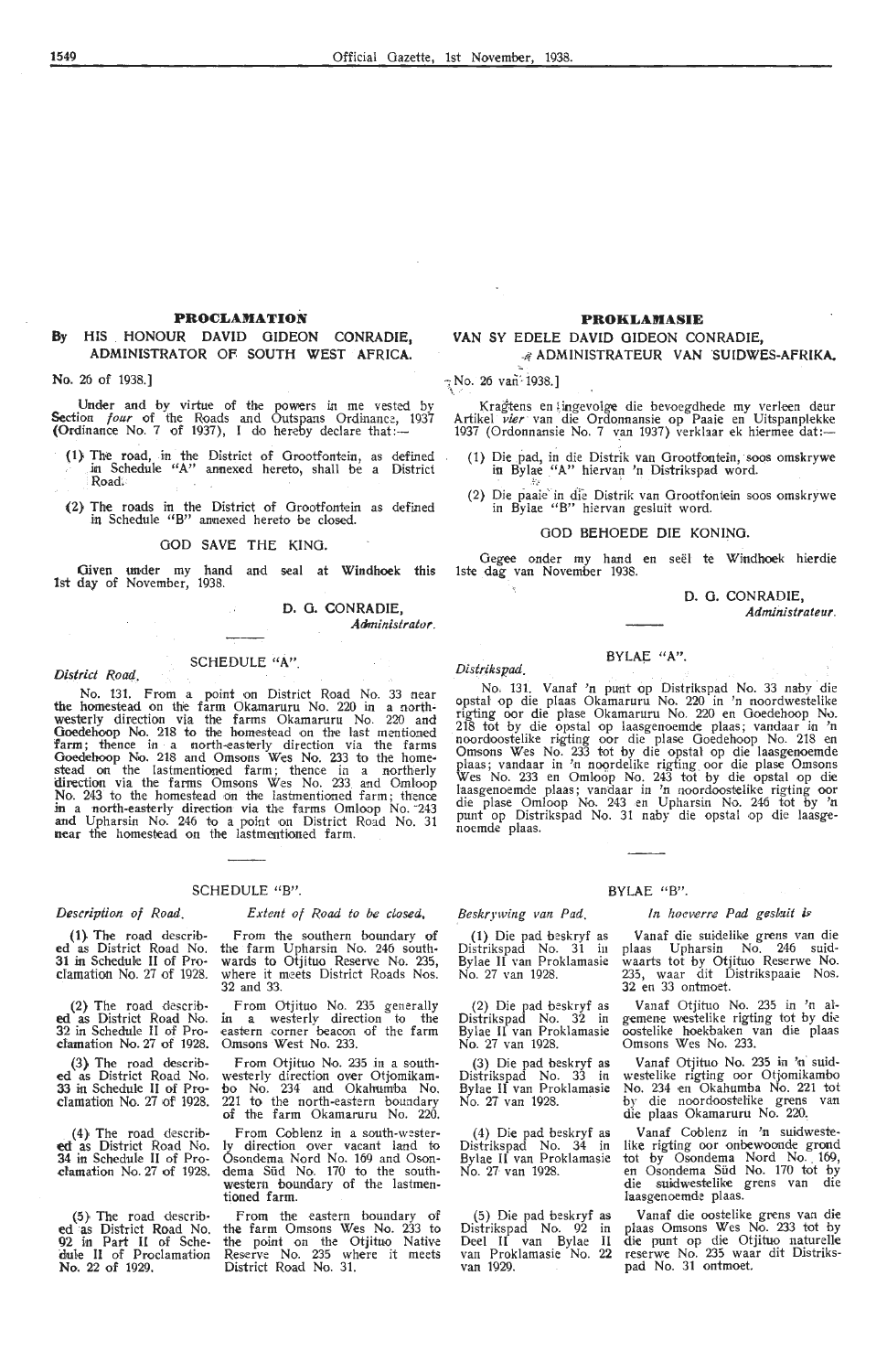## PROCLAMATION

### By HIS HONOUR DAVID GIDEON CONRADIE, ADMINISTRATOR OF SOUTH WEST AFRICA.

No. 26 of 1938.]

Under and by virtue of the powers in me vested by Section *four* of the Roads and Outspans Ordinance, 1937 (Ordinance No. 7 of 1937), I do hereby declare that:—

(1) The road, in the District of Grootfontein, as defined in Schedule "A" annexed hereto, shall be a District Road.

(2) The roads in the District of Grootfontein as defined in Schedule "B" annexed hereto be closed.

GOD SAVE THE KING.

Given under my hand and seal at Windhoek this 1st day of November, 1938.

D. G. CONRADIE,
*Administrator.*

SCHEDULE "A".

*District Road.*

No. 131. From a point on District Road No. 33 near the homestead on the farm Okamaruru No. 220 in a north-westerly direction via the farms Okamaruru No. 220 and Goedehoop No. 218 to the homestead on the last mentioned farm; thence in a north-easterly direction via the farms Goedehoop No. 218 and Omsons Wes No. 233 to the homestead on the lastmentioned farm; thence in a northerly direction via the farms Omsons Wes No. 233 and Omloop No. 243 to the homestead on the lastmentioned farm; thence in a north-easterly direction via the farms Omloop No. 243 and Upharsin No. 246 to a point on District Road No. 31 near the homestead on the lastmentioned farm.

SCHEDULE "B".

| *Description of Road.* | *Extent of Road to be closed.* |
|---|---|
| (1) The road described as District Road No. 31 in Schedule II of Proclamation No. 27 of 1928. | From the southern boundary of the farm Upharsin No. 246 southwards to Otjituo Reserve No. 235, where it meets District Roads Nos. 32 and 33. |
| (2) The road described as District Road No. 32 in Schedule II of Proclamation No. 27 of 1928. | From Otjituo No. 235 generally in a westerly direction to the eastern corner beacon of the farm Omsons West No. 233. |
| (3) The road described as District Road No. 33 in Schedule II of Proclamation No. 27 of 1928. | From Otjituo No. 235 in a south-westerly direction over Otjomikambo No. 234 and Okahumba No. 221 to the north-eastern boundary of the farm Okamaruru No. 220. |
| (4) The road described as District Road No. 34 in Schedule II of Proclamation No. 27 of 1928. | From Coblenz in a south-westerly direction over vacant land to Osondema Nord No. 169 and Osondema Süd No. 170 to the south-western boundary of the lastmentioned farm. |
| (5) The road described as District Road No. 92 in Part II of Schedule II of Proclamation No. 22 of 1929. | From the eastern boundary of the farm Omsons Wes No. 233 to the point on the Otjituo Native Reserve No. 235 where it meets District Road No. 31. |

## PROKLAMASIE

### VAN SY EDELE DAVID GIDEON CONRADIE, ADMINISTRATEUR VAN SUIDWES-AFRIKA.

No. 26 van 1938.]

Kragtens en ingevolge die bevoegdhede my verleen deur Artikel *vier* van die Ordonnansie op Paaie en Uitspanplekke 1937 (Ordonnansie No. 7 van 1937) verklaar ek hiermee dat:—

(1) Die pad, in die Distrik van Grootfontein, soos omskrywe in Bylae "A" hiervan 'n Distrikspad word.

(2) Die paaie in die Distrik van Grootfontein soos omskrywe in Bylae "B" hiervan gesluit word.

GOD BEHOEDE DIE KONING.

Gegee onder my hand en seël te Windhoek hierdie 1ste dag van November 1938.

D. G. CONRADIE,
*Administrateur.*

BYLAE "A".

*Distrikspad.*

No. 131. Vanaf 'n punt op Distrikspad No. 33 naby die opstal op die plaas Okamaruru No. 220 in 'n noordwestelike rigting oor die plase Okamaruru No. 220 en Goedehoop No. 218 tot by die opstal op laasgenoemde plaas; vandaar in 'n noordoostelike rigting oor die plase Goedehoop No. 218 en Omsons Wes No. 233 tot by die opstal op die laasgenoemde plaas; vandaar in 'n noordelike rigting oor die plase Omsons Wes No. 233 en Omloop No. 243 tot by die opstal op die laasgenoemde plaas; vandaar in 'n noordoostelike rigting oor die plase Omloop No. 243 en Upharsin No. 246 tot by 'n punt op Distrikspad No. 31 naby die opstal op die laasgenoemde plaas.

BYLAE "B".

| *Beskrywing van Pad.* | *In hoeverre Pad gesluit is* |
|---|---|
| (1) Die pad beskryf as Distrikspad No. 31 in Bylae II van Proklamasie No. 27 van 1928. | Vanaf die suidelike grens van die plaas Upharsin No. 246 suidwaarts tot by Otjituo Reserwe No. 235, waar dit Distrikspaaie Nos. 32 en 33 ontmoet. |
| (2) Die pad beskryf as Distrikspad No. 32 in Bylae II van Proklamasie No. 27 van 1928. | Vanaf Otjituo No. 235 in 'n algemene westelike rigting tot by die oostelike hoekbaken van die plaas Omsons Wes No. 233. |
| (3) Die pad beskryf as Distrikspad No. 33 in Bylae II van Proklamasie No. 27 van 1928. | Vanaf Otjituo No. 235 in 'n suidwestelike rigting oor Otjomikambo No. 234 en Okahumba No. 221 tot by die noordoostelike grens van die plaas Okamaruru No. 220. |
| (4) Die pad beskryf as Distrikspad No. 34 in Bylae II van Proklamasie No. 27 van 1928. | Vanaf Coblenz in 'n suidwestelike rigting oor onbewoonde grond tot by Osondema Nord No. 169, en Osondema Süd No. 170 tot by die suidwestelike grens van die laasgenoemde plaas. |
| (5) Die pad beskryf as Distrikspad No. 92 in Deel II van Bylae II van Proklamasie No. 22 van 1929. | Vanaf die oostelike grens van die plaas Omsons Wes No. 233 tot by die punt op die Otjituo naturelle reserwe No. 235 waar dit Distrikspad No. 31 ontmoet. |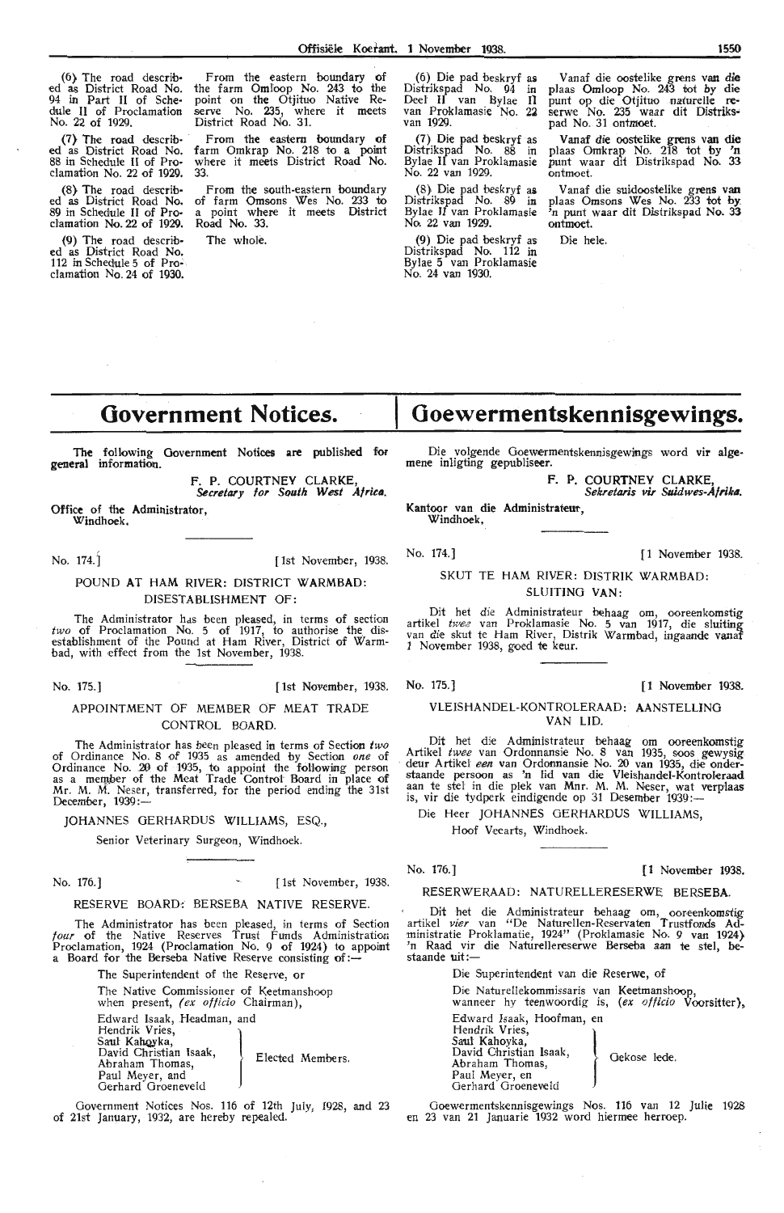(6) The road described as District Road No. 94 in Part II of Schedule II of Proclamation No. 22 of 1929. | From the eastern boundary of the farm Omloop No. 243 to the point on the Otjituo Native Reserve No. 235, where it meets District Road No. 31.

(7) The road described as District Road No. 88 in Schedule II of Proclamation No. 22 of 1929. | From the eastern boundary of farm Omkrap No. 218 to a point where it meets District Road No. 33.

(8) The road described as District Road No. 89 in Schedule II of Proclamation No. 22 of 1929. | From the south-eastern boundary of farm Omsons Wes No. 233 to a point where it meets District Road No. 33.

(9) The road described as District Road No. 112 in Schedule 5 of Proclamation No. 24 of 1930. | The whole.

(6) Die pad beskryf as Distrikspad No. 94 in Deel II van Bylae II van Proklamasie No. 22 van 1929. | Vanaf die oostelike grens van die plaas Omloop No. 243 tot by die punt op die Otjituo naturelle reserwe No. 235 waar dit Distrikspad No. 31 ontmoet.

(7) Die pad beskryf as Distrikspad No. 88 in Bylae II van Proklamasie No. 22 van 1929. | Vanaf die oostelike grens van die plaas Omkrap No. 218 tot by 'n punt waar dit Distrikspad No. 33 ontmoet.

(8) Die pad beskryf as Distrikspad No. 89 in Bylae II van Proklamasie No. 22 van 1929. | Vanaf die suidoostelike grens van plaas Omsons Wes No. 233 tot by 'n punt waar dit Distrikspad No. 33 ontmoet.

(9) Die pad beskryf as Distrikspad No. 112 in Bylae 5 van Proklamasie No. 24 van 1930. | Die hele.

# Government Notices.

The following Government Notices are published for general information.

F. P. COURTNEY CLARKE,
*Secretary for South West Africa.*

Office of the Administrator,
Windhoek.

No. 174.] [1st November, 1938.

## POUND AT HAM RIVER: DISTRICT WARMBAD: DISESTABLISHMENT OF:

The Administrator has been pleased, in terms of section *two* of Proclamation No. 5 of 1917, to authorise the disestablishment of the Pound at Ham River, District of Warmbad, with effect from the 1st November, 1938.

No. 175.] [1st November, 1938.

## APPOINTMENT OF MEMBER OF MEAT TRADE CONTROL BOARD.

The Administrator has been pleased in terms of Section *two* of Ordinance No. 8 of 1935 as amended by Section *one* of Ordinance No. 20 of 1935, to appoint the following person as a member of the Meat Trade Control Board in place of Mr. M. M. Neser, transferred, for the period ending the 31st December, 1939:—

JOHANNES GERHARDUS WILLIAMS, ESQ.,

Senior Veterinary Surgeon, Windhoek.

No. 176.] [1st November, 1938.

## RESERVE BOARD: BERSEBA NATIVE RESERVE.

The Administrator has been pleased, in terms of Section *four* of the Native Reserves Trust Funds Administration Proclamation, 1924 (Proclamation No. 9 of 1924) to appoint a Board for the Berseba Native Reserve consisting of:—

The Superintendent of the Reserve, or
The Native Commissioner of Keetmanshoop when present, (*ex officio* Chairman),

Edward Isaak, Headman, and
Hendrik Vries,
Saul Kahoyka,
David Christian Isaak,
Abraham Thomas,
Paul Meyer, and
Gerhard Groeneveld
} Elected Members.

Government Notices Nos. 116 of 12th July, 1928, and 23 of 21st January, 1932, are hereby repealed.

# Goewermentskennisgewings.

Die volgende Goewermentskennisgewings word vir algemene inligting gepubliseer.

F. P. COURTNEY CLARKE,
*Sekretaris vir Suidwes-Afrika.*

Kantoor van die Administrateur,
Windhoek,

No. 174.] [1 November 1938.

## SKUT TE HAM RIVER: DISTRIK WARMBAD: SLUITING VAN:

Dit het die Administrateur behaag om, ooreenkomstig artikel *twee* van Proklamasie No. 5 van 1917, die sluiting van die skut te Ham River, Distrik Warmbad, ingaande vanaf 1 November 1938, goed te keur.

No. 175.] [1 November 1938.

## VLEISHANDEL-KONTROLERAAD: AANSTELLING VAN LID.

Dit het die Administrateur behaag om ooreenkomstig Artikel *twee* van Ordonnansie No. 8 van 1935, soos gewysig deur Artikel *een* van Ordonnansie No. 20 van 1935, die onderstaande persoon as 'n lid van die Vleishandel-Kontroleraad aan te stel in die plek van Mnr. M. M. Neser, wat verplaas is, vir die tydperk eindigende op 31 Desember 1939:—

Die Heer JOHANNES GERHARDUS WILLIAMS,

Hoof Veearts, Windhoek.

No. 176.] [1 November 1938.

## RESERWERAAD: NATURELLERESERWE BERSEBA.

Dit het die Administrateur behaag om, ooreenkomstig artikel *vier* van "De Naturellen-Reservaten Trustfonds Administratie Proklamatie, 1924" (Proklamasie No. 9 van 1924) 'n Raad vir die Naturellereserwe Berseba aan te stel, bestaande uit:—

Die Superintendent van die Reserwe, of
Die Naturellekommissaris van Keetmanshoop, wanneer hy teenwoordig is, (*ex officio* Voorsitter),

Edward Isaak, Hoofman, en
Hendrik Vries,
Saul Kahoyka,
David Christian Isaak,
Abraham Thomas,
Paul Meyer, en
Gerhard Groeneveld
} Gekose lede.

Goewermentskennisgewings Nos. 116 van 12 Julie 1928 en 23 van 21 Januarie 1932 word hiermee herroep.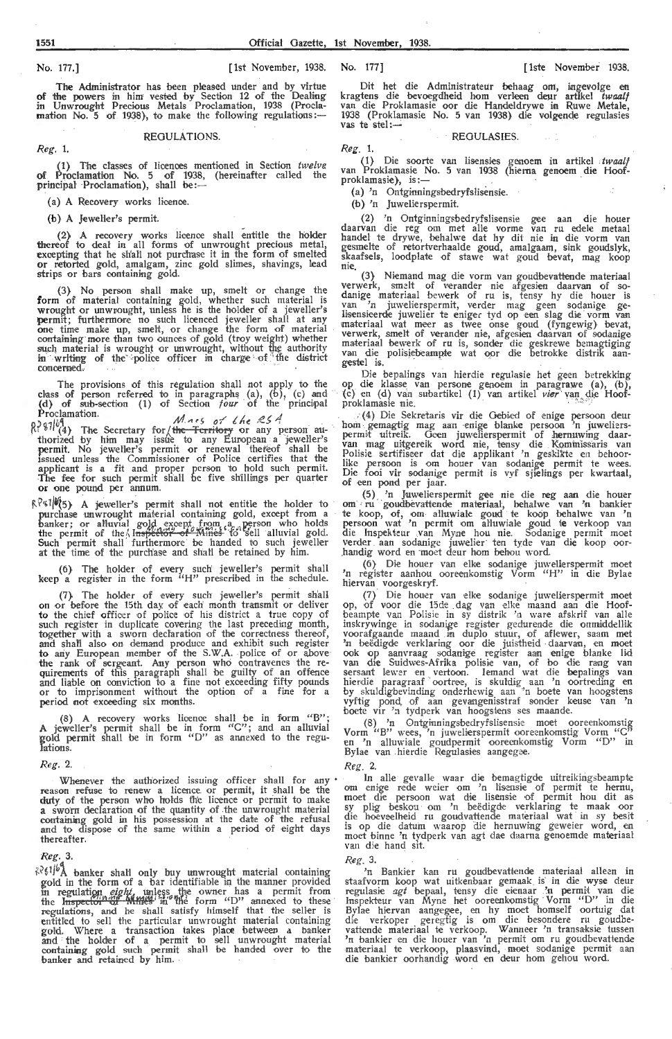No. 177.] [1st November, 1938.

The Administrator has been pleased under and by virtue of the powers in him vested by Section 12 of the Dealing in Unwrought Precious Metals Proclamation, 1938 (Proclamation No. 5 of 1938), to make the following regulations:—

## REGULATIONS.

*Reg.* 1.

(1) The classes of licences mentioned in Section *twelve* of Proclamation No. 5 of 1938, (hereinafter called the principal Proclamation), shall be:—

(a) A Recovery works licence.

(b) A Jeweller's permit.

(2) A recovery works licence shall entitle the holder thereof to deal in all forms of unwrought precious metal, excepting that he shall not purchase it in the form of smelted or retorted gold, amalgam, zinc gold slimes, shavings, lead strips or bars containing gold.

(3) No person shall make up, smelt or change the form of material containing gold, whether such material is wrought or unwrought, unless he is the holder of a jeweller's permit; furthermore no such licenced jeweller shall at any one time make up, smelt, or change the form of material containing more than two ounces of gold (troy weight) whether such material is wrought or unwrought, without the authority in writing of the police officer in charge of the district concerned.

The provisions of this regulation shall not apply to the class of person referred to in paragraphs (a), (b), (c) and (d) of sub-section (1) of Section *four* of the principal Proclamation.

(4) The Secretary for ~~the Territory~~ Mines of the RSA or any person authorized by him may issue to any European a jeweller's permit. No jeweller's permit or renewal thereof shall be issued unless the Commissioner of Police certifies that the applicant is a fit and proper person to hold such permit. The fee for such permit shall be five shillings per quarter or one pound per annum.

(5) A jeweller's permit shall not entitle the holder to purchase unwrought material containing gold, except from a banker; or alluvial gold except from a person who holds the permit of the ~~Inspector of Mines~~ to sell alluvial gold. Such permit shall furthermore be handed to such jeweller at the time of the purchase and shall be retained by him.

(6) The holder of every such jeweller's permit shall keep a register in the form "H" prescribed in the schedule.

(7) The holder of every such jeweller's permit shall on or before the 15th day of each month transmit or deliver to the chief officer of police of his district a true copy of such register in duplicate covering the last preceding month, together with a sworn declaration of the correctness thereof, and shall also on demand produce and exhibit such register to any European member of the S.W.A. police of or above the rank of sergeant. Any person who contravenes the requirements of this paragraph shall be guilty of an offence and liable on conviction to a fine not exceeding fifty pounds or to imprisonment without the option of a fine for a period not exceeding six months.

(8) A recovery works licence shall be in form "B"; A jeweller's permit shall be in form "C"; and an alluvial gold permit shall be in form "D" as annexed to the regulations.

*Reg.* 2.

Whenever the authorized issuing officer shall for any reason refuse to renew a licence or permit, it shall be the duty of the person who holds the licence or permit to make a sworn declaration of the quantity of the unwrought material containing gold in his possession at the date of the refusal and to dispose of the same within a period of eight days thereafter.

*Reg.* 3.

A banker shall only buy unwrought material containing gold in the form of a bar identifiable in the manner provided in regulation *eight*, unless the owner has a permit from the ~~Inspector of Mines~~ in the form "D" annexed to these regulations, and he shall satisfy himself that the seller is entitled to sell the particular unwrought material containing gold. Where a transaction takes place between a banker and the holder of a permit to sell unwrought material containing gold such permit shall be handed over to the banker and retained by him.

No. 177] [1ste November 1938.

Dit het die Administrateur behaag om, ingevolge en kragtens die bevoegdheid hom verleen deur artikel *twaalf* van die Proklamasie oor die Handeldrywe in Ruwe Metale, 1938 (Proklamasie No. 5 van 1938) die volgende regulasies vas te stel:—

## REGULASIES.

*Reg.* 1.

(1) Die soorte van lisensies genoem in artikel *twaalf* van Proklamasie No. 5 van 1938 (hierna genoem die Hoofproklamasie), is:—

(a) 'n Ontginningsbedryfslisensie.

(b) 'n Juweliерspermit.

(2) 'n Ontginningsbedryfslisensie gee aan die houer daarvan die reg om met alle vorme van ru edele metaal handel te drywe, behalwe dat hy dit nie in die vorm van gesmelte of retortverhaalde goud, amalgaam, sink goudslyk, skaafsels, loodplate of stawe wat goud bevat, mag koop nie.

(3) Niemand mag die vorm van goudbevattende materiaal verwerk, smelt of verander nie afgesien daarvan of sodanige materiaal bewerk of ru is, tensy hy die houer is van 'n juwelierspermit, verder mag geen sodanige gelisensieerde juwelier te eniger tyd op een slag die vorm van materiaal wat meer as twee onse goud (fyngewig) bevat, verwerk, smelt of verander nie, afgesien daarvan of sodanige materiaal bewerk of ru is, sonder die geskrewe bemagtiging van die polisiebeampte wat oor die betrokke distrik aangestel is.

Die bepalings van hierdie regulasie het geen betrekking op die klasse van persone genoem in paragrawe (a), (b), (c) en (d) van subartikel (1) van artikel *vier* van die Hoofproklamasie nie.

(4) Die Sekretaris vir die Gebied of enige persoon deur hom gemagtig mag aan enige blanke persoon 'n juwelierspermit uitreik. Geen juwelierspermit of hernuwing daarvan mag uitgereik word nie, tensy die Kommissaris van Polisie sertifiseer dat die applikant 'n geskikte en behoorlike persoon is om houer van sodanige permit te wees. Die fooi vir sodanige permit is vyf sjielings per kwartaal, of een pond per jaar.

(5) 'n Juwelierspermit gee nie die reg aan die houer om ru goudbevattende materiaal, behalwe van 'n bankier te koop, of, om alluwiale goud te koop behalwe van 'n persoon wat 'n permit om alluwiale goud te verkoop van die Inspekteur van Myne hou nie. Sodanige permit moet verder aan sodanige juwelier ten tyde van die koop oorhandig word en moet deur hom behou word.

(6) Die houer van elke sodanige juwelierspermit moet 'n register aanhou ooreenkomstig Vorm "H" in die Bylae hiervan voorgeskryf.

(7) Die houer van elke sodanige juwelierspermit moet op, of voor die 15de dag van elke maand aan die Hoofbeampte van Polisie in sy distrik 'n ware afskrif van alle inskrywinge in sodanige register gedurende die onmiddellik voorafgaande maand in duplo stuur, of aflewer, saam met 'n beëdigde verklaring oor die juistheid daarvan, en moet ook op aanvraag sodanige register aan enige blanke lid van die Suidwes-Afrika polisie van, of bo die rang van sersant lewer en vertoon. Iemand wat die bepalings van hierdie paragraaf oortree, is skuldig aan 'n oortreding en by skuldigbevinding onderhewig aan 'n boete van hoogstens vyftig pond, of aan gevangenisstraf sonder keuse van 'n boete vir 'n tydperk van hoogstens ses maande.

(8) 'n Ontginningsbedryfslisensie moet ooreenkomstig Vorm "B" wees, 'n juwelierspermit ooreenkomstig Vorm "C" en 'n alluwiale goudpermit ooreenkomstig Vorm "D" in Bylae van hierdie Regulasies aangegee.

*Reg.* 2.

In alle gevalle waar die bemagtigde uitreikingsbeampte om enige rede weier om 'n lisensie of permit te hernu, moet die persoon wat die lisensie of permit hou dit as sy plig beskou om 'n beëdigde verklaring te maak oor die hoeveelheid ru goudvattende materiaal wat in sy besit is op die datum waarop die hernuwing geweier word, en moet binne 'n tydperk van agt dae daarna genoemde materiaal van die hand sit.

*Reg.* 3.

'n Bankier kan ru goudbevattende materiaal alleen in staafvorm koop wat uitkenbaar gemaak is in die wyse deur regulasie *agt* bepaal, tensy die eienaar 'n permit van die Inspekteur van Myne het ooreenkomstig Vorm "D" in die Bylae hiervan aangegee, en hy moet homself oortuig dat die verkoper geregtig is om die besondere ru goudbevattende materiaal te verkoop. Wanneer 'n transaksie tussen 'n bankier en die houer van 'n permit om ru goudbevattende materiaal te verkoop, plaasvind, moet sodanige permit aan die bankier oorhandig word en deur hom gehou word.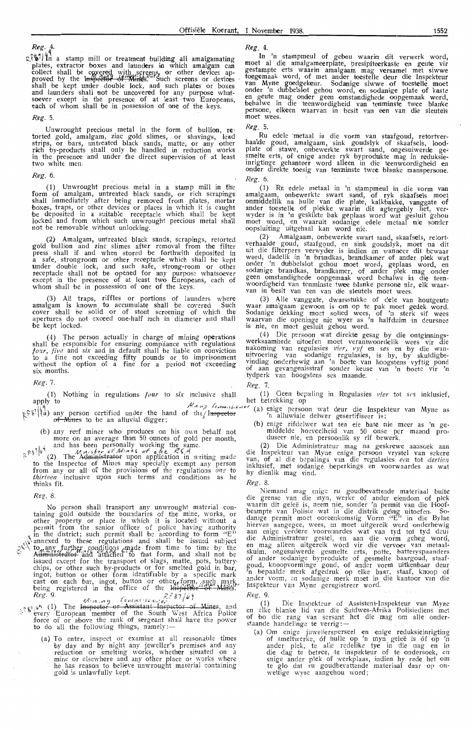*Reg.* 4.

In a stamp mill or treatment building all amalgamating plates, extractor boxes and launders in which amalgam can collect shall be covered with screens, or other devices approved by the Inspector of Mines. Such screens or devices shall be kept under double lock, and such plates or boxes and launders shall not be uncovered for any purpose whatsoever except in the presence of at least two Europeans, each of whom shall be in possession of one of the keys.

*Reg.* 5.

Unwrought precious metal in the form of bullion, retorted gold, amalgam, zinc gold slimes, or shavings, lead strips, or bars, untreated black sands, matte, or any other rich by-products shall only be handled in reduction works in the presence and under the direct supervision of at least two white men.

*Reg.* 6.

(1) Unwrought precious metal in a stamp mill in the form of amalgam, untreated black sands, or rich scrapings shall immediately after being removed from plates, mortar boxes, traps, or other devices or places in which it is caught be deposited in a suitable receptacle which shall be kept locked and from which such unwrought precious metal shall not be removable without unlocking.

(2) Amalgam, untreated black sands, scrapings, retorted gold bullion and zinc slimes after removal from the filter press shall if and when stored be forthwith deposited in a safe, strongroom or other receptacle which shall be kept under double lock, and such safe, strong-room or other receptacle shall not be opened for any purpose whatsoever except in the presence of at least two Europeans, each of whom shall be in possession of one of the keys.

(3) All traps, riffles or portions of launders where amalgam is known to accumulate shall be covered. Such cover shall be solid or of stout screening of which the apertures do not exceed one-half inch in diameter and shall be kept locked.

(4) The person actually in charge of mining operations shall be responsible for ensuring compliance with regulations *four, five* and *six* and in default shall be liable on conviction to a fine not exceeding fifty pounds or to imprisonment without the option of a fine for a period not exceeding six months.

*Reg.* 7.

(1) Nothing in regulations *four* to *six* inclusive shall apply to

(a) any person certified under the hand of the Inspector of Mines to be an alluvial digger;

(b) any reef miner who produces on his own behalf not more on an average than 50 ounces of gold per month, and has been personally working the same.

(2) The Administrator upon application in writing made to the Inspector of Mines may specially exempt any person from any or all of the provisions of the regulations *one* to *thirteen* inclusive upon such terms and conditions as he thinks fit.

*Reg.* 8.

No person shall transport any unwrought material containing gold outside the boundaries of the mine, works, or other property or place in which it is located without a permit from the senior officer of police having authority in the district; such permit shall be according to form "E" annexed to these regulations and shall be issued subject to any further conditions made from time to time by the Administrator and attached to that form, and shall not be issued except for the transport of slags, matte, pots, battery chips, or other such by-products or for smelted gold in bar, ingot, button or other form identifiable by a specific mark cast on each bar, ingot, button or other form, such mark being registered in the office of the Inspector of Mines.

*Reg.* 9.

(1) The Inspector or Assistant Inspector of Mines, and every European member of the South West Africa Police force of or above the rank of sergeant shall have the power to do all the following things, namely:—

(a) To enter, inspect or examine at all reasonable times by day and by night any jeweller's premises and any reduction or smelting works, whether situated on a mine or elsewhere and any other place or works where he has reason to believe unwrought material containing gold is unlawfully kept.

*Reg.* 4.

In 'n stampmeul of gebou waarin dit verwerk word, moet al die amalgameerplate, presipiteerkaste en geute vir gestampte erts waarin amalgaam mag versamel met siwwe toegemaak word, of met ander toestelle deur die Inspekteur van Myne goedgekeur. Sodanige siwwe of toestelle moet onder 'n dubbelslot gehou word, en sodanige plate of kaste en geute mag onder geen omstandighede oopgemaak word, behalwe in die teenwoordigheid van tenminste twee blanke persone, elkeen waarvan in besit van een van die sleutels moet wees.

*Reg.* 5.

Ru edele metaal in die vorm van staafgoud, retortverhaalde goud, amalgaam, sink goudslyk of skaafsels, loodplate of stawe, onbewerkte swart sand, ongesuiwerde gesmelte erts, of enige ander ryk byprodukte mag in reduksie-inrigtinge gehanteer word alleen in die teenwoordigheid en onder direkte toesig van tenminste twee blanke manspersone.

*Reg.* 6.

(1) Ru edele metaal in 'n stampmeul in die vorm van amalgaam, onbewerkte swart sand, of ryk skaafsels moet onmiddellik na hulle van die plate, kalkbakke, vanggate of ander toestelle of plekke waarin dit agtergebly het, verwyder is in 'n geskikte bak geplaas word wat gesluit gehou moet word, en waaruit sodanige edele metaal nie sonder oopsluiting uitgehaal kan word nie.

(2) Amalgaam, onbewerkte swart sand, skaafsels, retortverhaalde goud, staafgoud, en sink goudslyk, moet na dit uit die filterpers verwyder is indien en wanneer dit bewaar word, dadelik in 'n brandkas, brandkamer of ander plek wat onder 'n dubbelslot gehou moet word, geplaas word, en sodanige brandkas, brandkamer, of ander plek mag onder geen omstandighede oopgemaak word behalwe in die teenwoordigheid van tenminste twee blanke persone nie, elk waarvan in besit van een van die sleutels moet wees.

(3) Alle vanggate, dwarsstukke of dele van houtgeute waar amalgaam gewoon is om op te pak moet gedek word. Sodanige dekking moet solied wees, of 'n sterk sif wees waarvan die openinge nie wyer as 'n halfduim in deursnee is nie, en moet gesluit gehou word.

(4) Die persoon wat direkte gesag by die ontginningswerksaamhede uitoefen moet verantwoordelik wees vir die nakoming van regulasies *vier, vyf* en *ses* en by die wanuitvoering van sodanige regulasies, is hy, by skuldigbevinding onderhewig aan 'n boete van hoogstens vyftig pond of aan gevangenisstraf sonder keuse van 'n boete vir 'n tydperk van hoogstens ses maande.

*Reg.* 7.

(1) Geen bepaling in Regulasies *vier* tot *ses* inklusief, het betrekking op

(a) enige persoon wat deur die Inspekteur van Myne as 'n alluwiale delwer gesertifiseer is;

(b) enige rifdelwer wat ten eie bate nie meer as 'n gemiddelde hoeveelheid van 50 onse per maand produseer nie, en persoonlik sy rif bewerk.

(2) Die Administrateur mag na geskrewe aansoek aan die Inspekteur van Myne enige persoon vrystel van sekere van, of al die bepalings van die regulasies *een* tot *dertien* inklusief, met sodanige beperkings en voorwaardes as wat hy dienlik mag vind.

*Reg.* 8.

Niemand mag enige ru goudbevattende materiaal buite die grense van die myn, werke of ander eiendom of plek waarin dit geleë is, neem nie, sonder 'n permit van die Hoofbeampte van Polisie wat in die distrik gesag uitoefen. Sodanige permit moet ooreenkomstig Vorm "E" in die Bylae hiervan aangegee, wees, en moet uitgereik word onderhewig aan enige verdere voorwaardes wat van tyd tot tyd deur die Administrateur gestel, en aan die vorm geheg word, en mag alleen uitgereik word vir die vervoer van metaalskuim, ongesuiwerde gesmelte erts, potte, batteryspaanders of ander sodanige byprodukte of gesmelte baargoud, staafgoud, knoopvorminge goud, of ander vorm uitkenbaar deur 'n bepaalde merk afgedruk op elke baar, staaf, knoop of ander vorm, en sodanige merk moet in die kantoor van die Inspekteur van Myne geregistreer word.

*Reg.* 9.

(1) Die Inspekteur of Assistent-Inspekteur van Myne en elke blanke lid van die Suidwes-Afrika Polisiediens met of bo die rang van sersant het die mag om alle onderstaande handelinge te verrig:—

(a) Om enige juweliersperseel en enige reduksieinrigting of smeltwerke, óf hulle op 'n myn geleë is óf op 'n ander plek, te alle redelike tye in die dag en in die nag te betree, te inspekteur of te ondersoek, en enige ander plek of werkplaas, indien hy rede het om te glo dat ru goudbevattende materiaal daar op onwettige wyse aangehou word;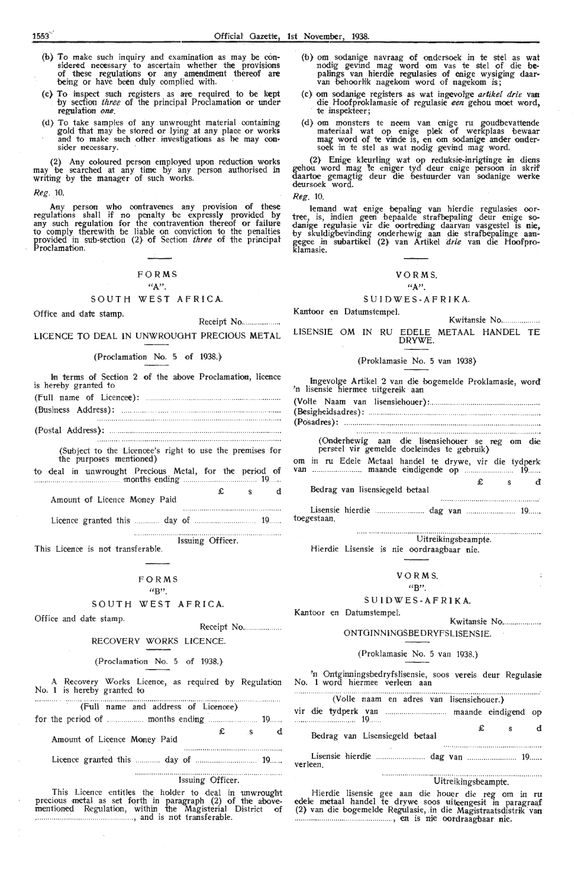(b) To make such inquiry and examination as may be considered necessary to ascertain whether the provisions of these regulations or any amendment thereof are being or have been duly complied with.

(c) To inspect such registers as are required to be kept by section *three* of the principal Proclamation or under regulation *one*.

(d) To take samples of any unwrought material containing gold that may be stored or lying at any place or works and to make such other investigations as he may consider necessary.

(2) Any coloured person employed upon reduction works may be searched at any time by any person authorised in writing by the manager of such works.

*Reg.* 10.

Any person who contravenes any provision of these regulations shall if no penalty be expressly provided by any such regulation for the contravention thereof or failure to comply therewith be liable on conviction to the penalties provided in sub-section (2) of Section *three* of the principal Proclamation.

## FORMS

"A".

### SOUTH WEST AFRICA.

Office and date stamp.

Receipt No..................

### LICENCE TO DEAL IN UNWROUGHT PRECIOUS METAL

(Proclamation No. 5 of 1938.)

In terms of Section 2 of the above Proclamation, licence is hereby granted to

(Full name of Licencee): ..........................................................

(Business Address): ..........................................................

..........................................................

(Postal Address): ..........................................................

..........................................................

(Subject to the Licencee's right to use the premises for the purposes mentioned)

to deal in unwrought Precious Metal, for the period of .............................. months ending .............................. 19......

£ s d

Amount of Licence Money Paid ..........................................

Licence granted this ............ day of .............................. 19......

..........................................................

Issuing Officer.

This Licence is not transferable.

## FORMS

"B".

### SOUTH WEST AFRICA.

Office and date stamp.

Receipt No..................

### RECOVERY WORKS LICENCE.

(Proclamation No. 5 of 1938.)

A Recovery Works Licence, as required by Regulation No. 1 is hereby granted to

..........................................................

(Full name and address of Licencee)

for the period of .................. months ending .................... 19......

£ s d

Amount of Licence Money Paid ..........................................

Licence granted this ............ day of .............................. 19......

..........................................................

Issuing Officer.

This Licence entitles the holder to deal in unwrought precious metal as set forth in paragraph (2) of the above-mentioned Regulation, within the Magisterial District of .............................................., and is not transferable.

(b) om sodanige navraag of ondersoek in te stel as wat nodig gevind mag word om vas te stel of die bepalings van hierdie regulasies of enige wysiging daarvan behoorlik nagekom word of nagekom is;

(c) om sodanige registers as wat ingevolge *artikel drie* van die Hoofproklamasie of regulasie *een* gehou moet word, te inspekteer;

(d) om monsters te neem van enige ru goudbevattende materiaal wat op enige plek of werkplaas bewaar mag word of te vinde is, en om sodanige ander ondersoek in te stel as wat nodig gevind mag word.

(2) Enige kleurling wat op reduksie-inrigtinge in diens gehou word mag te eniger tyd deur enige persoon in skrif daartoe gemagtig deur die bestuurder van sodanige werke deursoek word.

*Reg.* 10.

Iemand wat enige bepaling van hierdie regulasies oortree, is, indien geen bepaalde strafbepaling deur enige sodanige regulasie vir die oortreding daarvan vasgestel is nie, by skuldigbevinding onderhewig aan die strafbepalinge aangegee in subartikel (2) van Artikel *drie* van die Hoofproklamasie.

## VORMS.

"A".

### SUIDWES-AFRIKA.

Kantoor en Datumstempel.

Kwitansie No..................

### LISENSIE OM IN RU EDELE METAAL HANDEL TE DRYWE.

(Proklamasie No. 5 van 1938)

Ingevolge Artikel 2 van die bogemelde Proklamasie, word 'n lisensie hiermee uitgereik aan

(Volle Naam van lisensiehouer): ..........................................................

(Besigheidsadres): ..........................................................

(Posadres): ..........................................................

..........................................................

(Onderhewig aan die lisensiehouer se reg om die perseel vir gemelde doeleindes te gebruik)

om in ru Edele Metaal handel te drywe, vir die tydperk van ........................ maande eindigende op ........................ 19......

£ s d

Bedrag van lisensiegeld betaal ..........................................

Lisensie hierdie ........................ dag van ........................ 19...... toegestaan.

..........................................................

Uitreikingsbeampte.

Hierdie Lisensie is nie oordraagbaar nie.

## VORMS.

"B".

### SUIDWES-AFRIKA.

Kantoor en Datumstempel.

Kwitansie No..................

### ONTGINNINGSBEDRYFSLISENSIE.

(Proklamasie No. 5 van 1938.)

'n Ontginningsbedryfslisensie, soos vereis deur Regulasie No. 1 word hiermee verleen aan

..........................................................

(Volle naam en adres van lisensiehouer.)

vir die tydperk van .............................. maande eindigend op .............................. 19......

£ s d

Bedrag van Lisensiegeld betaal ..........................................

Lisensie hierdie ........................ dag van ........................ 19...... verleen.

..........................................................

Uitreikingsbeampte.

Hierdie lisensie gee aan die houer die reg om in ru edele metaal handel te drywe soos uiteengesit in paragraaf (2) van die bogemelde Regulasie, in die Magistraatsdistrik van .............................................., en is nie oordraagbaar nie.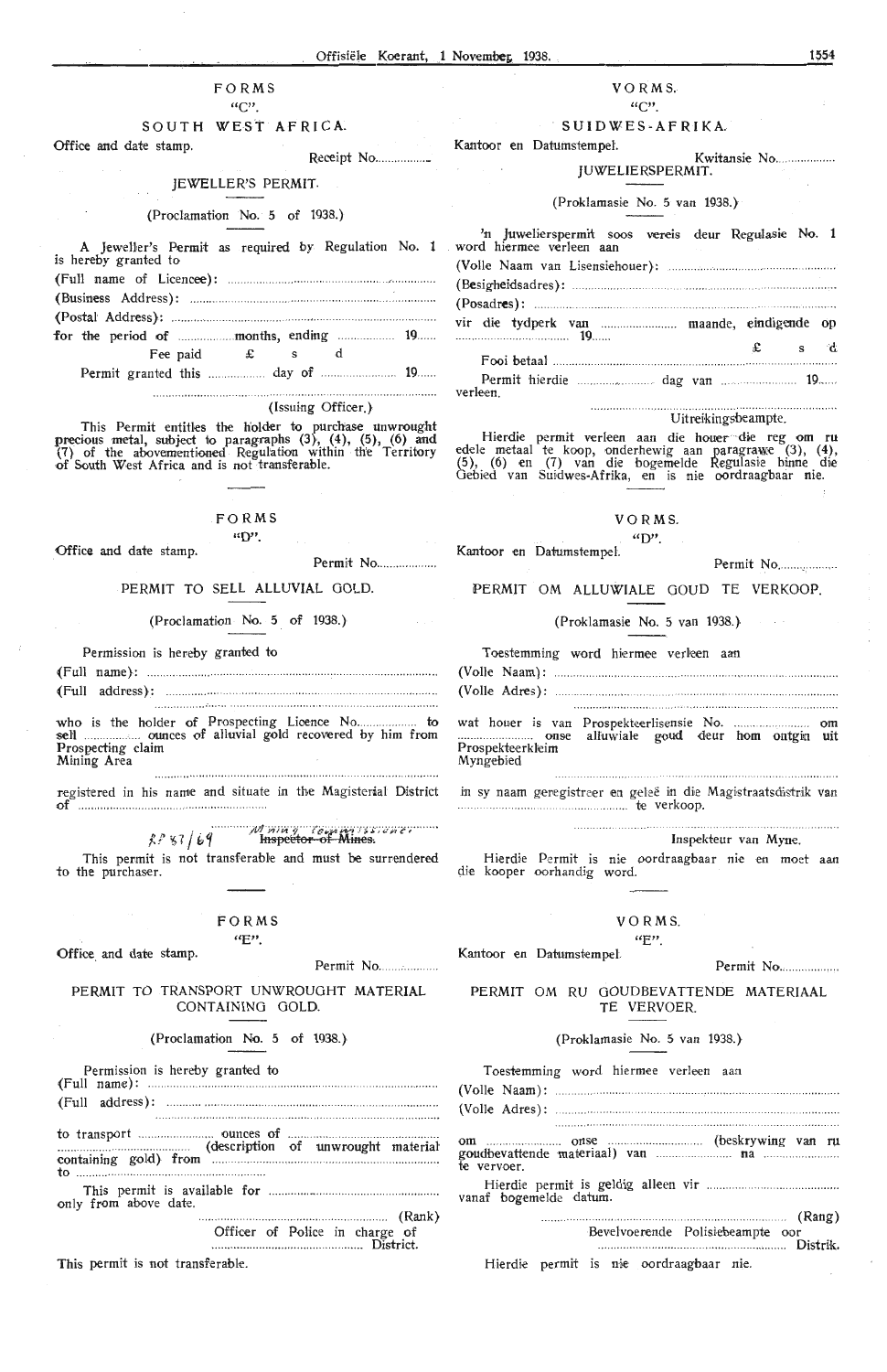## FORMS

"C".

### SOUTH WEST AFRICA.

Office and date stamp.

Receipt No.................

### JEWELLER'S PERMIT.

(Proclamation No. 5 of 1938.)

A Jeweller's Permit as required by Regulation No. 1 is hereby granted to

(Full name of Licencee): ....................................................................

(Business Address): ....................................................................

(Postal Address): ....................................................................

for the period of .................. months, ending .................. 19......

Fee paid £ s d

Permit granted this .................. day of ........................ 19......

..............................................................................

(Issuing Officer.)

This Permit entitles the holder to purchase unwrought precious metal, subject to paragraphs (3), (4), (5), (6) and (7) of the abovementioned Regulation within the Territory of South West Africa and is not transferable.

---

## FORMS

"D".

Office and date stamp.

Permit No...................

### PERMIT TO SELL ALLUVIAL GOLD.

(Proclamation No. 5 of 1938.)

Permission is hereby granted to

(Full name): ....................................................................

(Full address): ....................................................................

..............................................................................

who is the holder of Prospecting Licence No.................. to sell .................. ounces of alluvial gold recovered by him from Prospecting claim
Mining Area

..............................................................................

registered in his name and situate in the Magisterial District of ..........................................................

..............................................................................

R.P. 87/69 Mining Commissioner
~~Inspector of Mines.~~

This permit is not transferable and must be surrendered to the purchaser.

---

## FORMS

"E".

Office and date stamp.

Permit No...................

### PERMIT TO TRANSPORT UNWROUGHT MATERIAL CONTAINING GOLD.

(Proclamation No. 5 of 1938.)

Permission is hereby granted to
(Full name): ....................................................................

(Full address): ....................................................................

..............................................................................

to transport ........................ ounces of ...............................................
............................................ (description of unwrought material containing gold) from ...................................................
to ...........................................................

This permit is available for ......................................................
only from above date.

.............................................................................. (Rank)
Officer of Police in charge of
................................................... District.

This permit is not transferable.

---

## VORMS.

"C".

### SUIDWES-AFRIKA.

Kantoor en Datumstempel.

Kwitansie No...................

### JUWELIERSPERMIT.

(Proklamasie No. 5 van 1938.)

'n Juwelierspermit soos vereis deur Regulasie No. 1 word hiermee verleen aan

(Volle Naam van Lisensiehouer): ....................................................

(Besigheidsadres): ....................................................................

(Posadres): ....................................................................

vir die tydperk van ........................ maande, eindigende op ................................... 19......

Fooi betaal £ s d

Permit hierdie ..................... dag van ........................ 19...... verleen.

..............................................................................

Uitreikingsbeampte.

Hierdie permit verleen aan die houer die reg om ru edele metaal te koop, onderhewig aan paragrawe (3), (4), (5), (6) en (7) van die bogemelde Regulasie binne die Gebied van Suidwes-Afrika, en is nie oordraagbaar nie.

---

## VORMS.

"D".

Kantoor en Datumstempel.

Permit No...................

### PERMIT OM ALLUWIALE GOUD TE VERKOOP.

(Proklamasie No. 5 van 1938.)

Toestemming word hiermee verleen aan

(Volle Naam): ....................................................................

(Volle Adres): ....................................................................

..............................................................................

wat houer is van Prospekteerlisensie No. ........................ om ........................ onse alluwiale goud deur hom ontgin uit Prospekteerkleim
Myngebied

..............................................................................

in sy naam geregistreer en geleë in die Magistraatsdistrik van ........................................................ te verkoop.

..............................................................................

Inspekteur van Myne.

Hierdie Permit is nie oordraagbaar nie en moet aan die kooper oorhandig word.

---

## VORMS.

"E".

Kantoor en Datumstempel.

Permit No...................

### PERMIT OM RU GOUDBEVATTENDE MATERIAAL TE VERVOER.

(Proklamasie No. 5 van 1938.)

Toestemming word hiermee verleen aan

(Volle Naam): ....................................................................

(Volle Adres): ....................................................................

..............................................................................

om ........................ onse .............................. (beskrywing van ru goudbevattende materiaal) van ........................ na ........................ te vervoer.

Hierdie permit is geldig alleen vir ..........................................
vanaf bogemelde datum.

.............................................................................. (Rang)
Bevelvoerende Polisiebeampte oor
........................................................... Distrik.

Hierdie permit is nie oordraagbaar nie.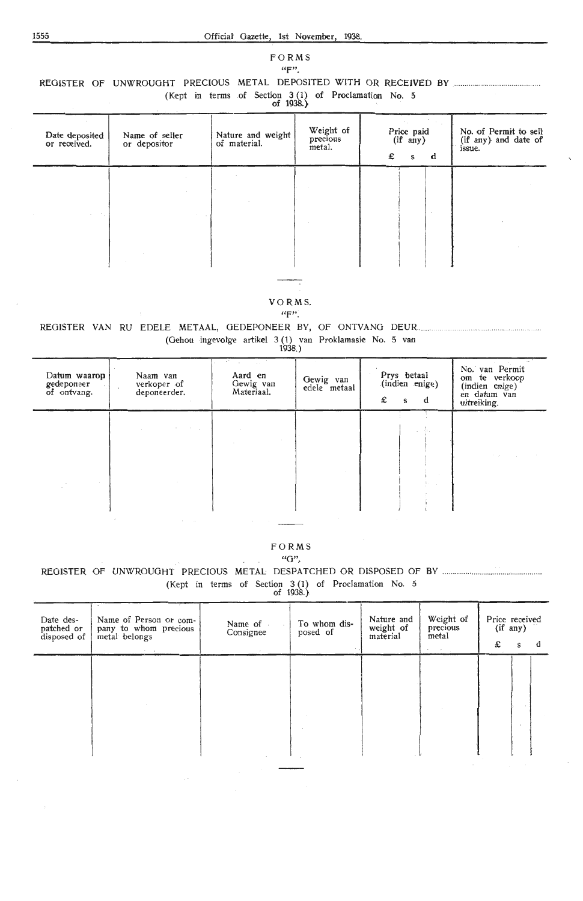## FORMS

### "F".

REGISTER OF UNWROUGHT PRECIOUS METAL DEPOSITED WITH OR RECEIVED BY ..............................

(Kept in terms of Section 3 (1) of Proclamation No. 5 of 1938.)

| Date deposited or received. | Name of seller or depositor | Nature and weight of material. | Weight of precious metal. | Price paid (if any) | | | No. of Permit to sell (if any) and date of issue. |
|---|---|---|---|---|---|---|---|
| | | | | £ | s | d | |
| | | | | | | | |

---

## VORMS.

### "F".

REGISTER VAN RU EDELE METAAL, GEDEPONEER BY, OF ONTVANG DEUR..............................

(Gehou ingevolge artikel 3 (1) van Proklamasie No. 5 van 1938.)

| Datum waarop gedeponeer of ontvang. | Naam van verkoper of deponeerder. | Aard en Gewig van Materiaal. | Gewig van edele metaal | Prys betaal (indien enige) | | | No. van Permit om te verkoop (indien enige) en datum van uitreiking. |
|---|---|---|---|---|---|---|---|
| | | | | £ | s | d | |
| | | | | | | | |

---

## FORMS

### "G".

REGISTER OF UNWROUGHT PRECIOUS METAL DESPATCHED OR DISPOSED OF BY ..............................

(Kept in terms of Section 3 (1) of Proclamation No. 5 of 1938.)

| Date despatched or disposed of | Name of Person or company to whom precious metal belongs | Name of Consignee | To whom disposed of | Nature and weight of material | Weight of precious metal | Price received (if any) | | |
|---|---|---|---|---|---|---|---|---|
| | | | | | | £ | s | d |
| | | | | | | | | |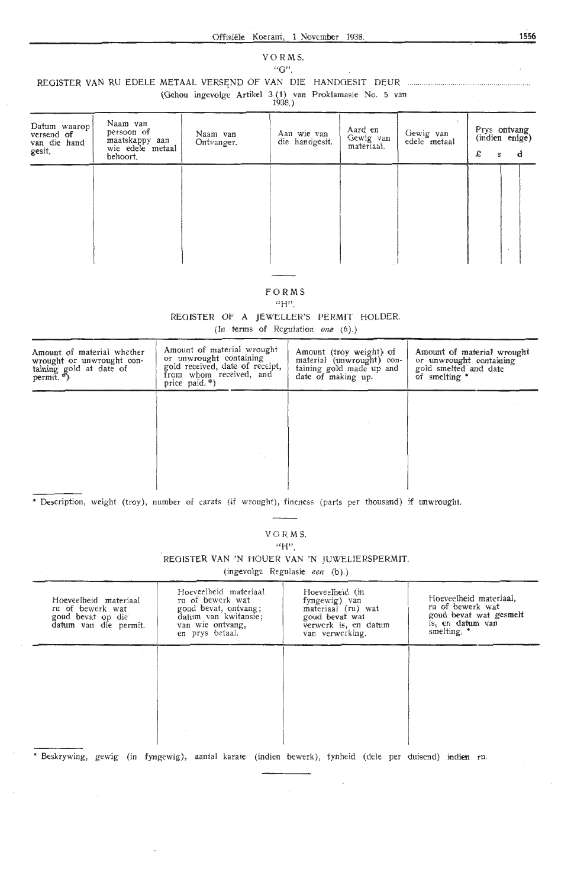VORMS.

"G".

REGISTER VAN RU EDELE METAAL VERSEND OF VAN DIE HANDGESIT DEUR ..........................................

(Gehou ingevolge Artikel 3 (1) van Proklamasie No. 5 van 1938.)

| Datum waarop versend of van die hand gesit. | Naam van persoon of maatskappy aan wie edele metaal behoort. | Naam van Ontvanger. | Aan wie van die handgesit. | Aard en Gewig van materiaal. | Gewig van edele metaal | Prys ontvang (indien enige) | | |
|---|---|---|---|---|---|---|---|---|
| | | | | | | £ | s | d |
| | | | | | | | | |

FORMS

"H".

REGISTER OF A JEWELLER'S PERMIT HOLDER.

(In terms of Regulation *one* (6).)

| Amount of material whether wrought or unwrought containing gold at date of permit. *) | Amount of material wrought or unwrought containing gold received, date of receipt, from whom received, and price paid. *) | Amount (troy weight) of material (unwrought) containing gold made up and date of making up. | Amount of material wrought or unwrought containing gold smelted and date of smelting * |
|---|---|---|---|
| | | | |

* Description, weight (troy), number of carats (if wrought), fineness (parts per thousand) if unwrought.

VORMS.

"H".

REGISTER VAN 'N HOUER VAN 'N JUWELIERSPERMIT.

(ingevolge Regulasie *een* (b).)

| Hoeveelheid materiaal ru of bewerk wat goud bevat op die datum van die permit. | Hoeveelheid materiaal ru of bewerk wat goud bevat, ontvang; datum van kwitansie; van wie ontvang, en prys betaal. | Hoeveelheid (in fyngewig) van materiaal (ru) wat goud bevat wat verwerk is, en datum van verwerking. | Hoeveelheid materiaal, ru of bewerk wat goud bevat wat gesmelt is, en datum van smelting. * |
|---|---|---|---|
| | | | |

* Beskrywing, gewig (in fyngewig), aantal karate (indien bewerk), fynheid (dele per duisend) indien ru.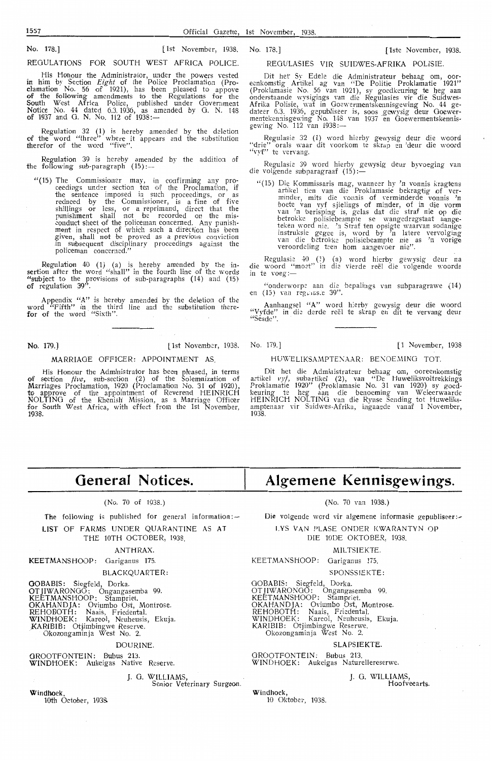No. 178.] [1st November, 1938.

## REGULATIONS FOR SOUTH WEST AFRICA POLICE.

His Honour the Administrator, under the powers vested in him by Section *Eight* of the Police Proclamation (Proclamation No. 56 of 1921), has been pleased to appove of the following amendments to the Regulations for the South West Africa Police, published under Government Notice No. 44 dated 6.3.1936, as amended by G. N. 148 of 1937 and G. N. No. 112 of 1938:—

Regulation 32 (1) is hereby amended by the deletion of the word "three" where it appears and the substitution therefor of the word "five".

Regulation 39 is hereby amended by the addition of the following sub-paragraph (15):—

"(15) The Commissioner may, in confirming any proceedings under section ten of the Proclamation, if the sentence imposed in such proceedings, or as reduced by the Commissioner, is a fine of five shillings or less, or a reprimand, direct that the punishment shall not be recorded on the misconduct sheet of the policeman concerned. Any punishment in respect of which such a direction has been given, shall not be proved as a previous conviction in subsequent disciplinary proceedings against the policeman concerned."

Regulation 40 (1) (a) is hereby amended by the insertion after the word "shall" in the fourth line of the words "subject to the provisions of sub-paragraphs (14) and (15) of regulation 39".

Appendix "A" is hereby amended by the deletion of the word "Fifth" in the third line and the substitution therefor of the word "Sixth".

No. 178.] [1ste November, 1938.

## REGULASIES VIR SUIDWES-AFRIKA POLISIE.

Dit het Sy Edele die Administrateur behaag om, ooreenkomstig Artikel ag van "De Politie Proklamatie 1921" (Proklamasie No. 56 van 1921), sy goedkeuring te heg aan onderstaande wysigings van die Regulasies vir die Suidwes-Afrika Polisie, wat in Goewermentskennisgewing No. 44 gedateer 6.3. 1936, gepubliseer is, soos gewysig deur Goewermentskennisgewing No. 148 van 1937 en Goewermentskennisgewing No. 112 van 1938:—

Regulasie 32 (1) word hierby gewysig deur die woord "drie" orals waar dit voorkom te skrap en deur die woord "vyf" te vervang.

Regulasie 39 word hierby gewysig deur byvoeging van die volgende subparagraaf (15):—

"(15) Die Kommissaris mag, wanneer hy 'n vonnis kragtens artikel tien van die Proklamasie bekragtig of verminder, mits die vonnis of verminderde vonnis 'n boete van vyf sjielings of minder, of in die vorm van 'n berisping is, gelas dat die straf nie op die betrokke polisiebeampte se wangedragstaat aangeteken word nie. 'n Straf ten opsigte waarvan sodanige instruksie gegee is, word by 'n latere vervolging van die betrokke polisiebeampte nie as 'n vorige veroordeling teen hom aangevoer nie".

Regulasie 40 (1) (a) word hierby gewysig deur na die woord "moet" in die vierde reël die volgende woorde in te voeg:—

"onderworpe aan die bepalings van subparagrawe (14) en (15) van regulasie 39".

Aanhangsel "A" word hierby gewysig deur die woord "Vyfde" in die derde reël te skrap en dit te vervang deur "Sesde".

No. 179.] [1st November, 1938.

## MARRIAGE OFFICER: APPOINTMENT AS.

His Honour the Administrator has been pleased, in terms of section *five*, sub-section (2) of the Solemnization of Marriages Proclamation, 1920 (Proclamation No. 31 of 1920), to approve of the appointment of Reverend HEINRICH NOLTING of the Rhenish Mission, as a Marriage Officer for South West Africa, with effect from the 1st November, 1938.

No. 179.] [1 November, 1938

## HUWELIKSAMPTENAAR: BENOEMING TOT.

Dit het die Administrateur behaag om, ooreenkomstig artikel *vyf*, subartikel (2), van "De Huweliksvoltrekkings Proklamatie 1920" (Proklamasie No. 31 van 1920) sy goedkeuring te heg aan die benoeming van Weleerwaarde HEINRICH NOLTING van die Rynse Sending tot Huweliksamptenaar vir Suidwes-Afrika, ingaande vanaf 1 November, 1938.

# General Notices.

(No. 70 of 1938.)

The following is published for general information:—

LIST OF FARMS UNDER QUARANTINE AS AT THE 10TH OCTOBER, 1938.

ANTHRAX.

KEETMANSHOOP: Gariganus 175.

BLACKQUARTER:

GOBABIS: Siegfeld, Dorka.
OTJIWARONGO: Ongangasemba 99.
KEETMANSHOOP: Stampriet.
OKAHANDJA: Oviumbo Ost, Montrose.
REHOBOTH: Naais, Friedental.
WINDHOEK: Kareol, Neuheusis, Ekuja.
KARIBIB: Otjimbingwe Reserve.
Okozongaminja West No. 2.

DOURINE.

GROOTFONTEIN: Bubus 213.
WINDHOEK: Aukeigas Native Reserve.

J. G. WILLIAMS,
Senior Veterinary Surgeon.

Windhoek,
10th October, 1938.

# Algemene Kennisgewings.

(No. 70 van 1938.)

Die volgende word vir algemene informasie gepubliseer:—

LYS VAN PLASE ONDER KWARANTYN OP DIE 10DE OKTOBER, 1938.

MILTSIEKTE.

KEETMANSHOOP: Gariganus 175.

SPONSSIEKTE:

GOBABIS: Siegfeld, Dorka.
OTJIWARONGO: Ongangasemba 99.
KEETMANSHOOP: Stampriet.
OKAHANDJA: Oviumbo Ost, Montrose.
REHOBOTH: Naais, Friedental.
WINDHOEK: Kareol, Neuheusis, Ekuja.
KARIBIB: Otjimbingwe Reserwe.
Okozongaminja West No. 2.

SLAPSIEKTE.

GROOTFONTEIN: Bubus 213.
WINDHOEK: Aukeigas Naturellereserwe.

J. G. WILLIAMS,
Hoofveearts.

Windhoek,
10 Oktober, 1938.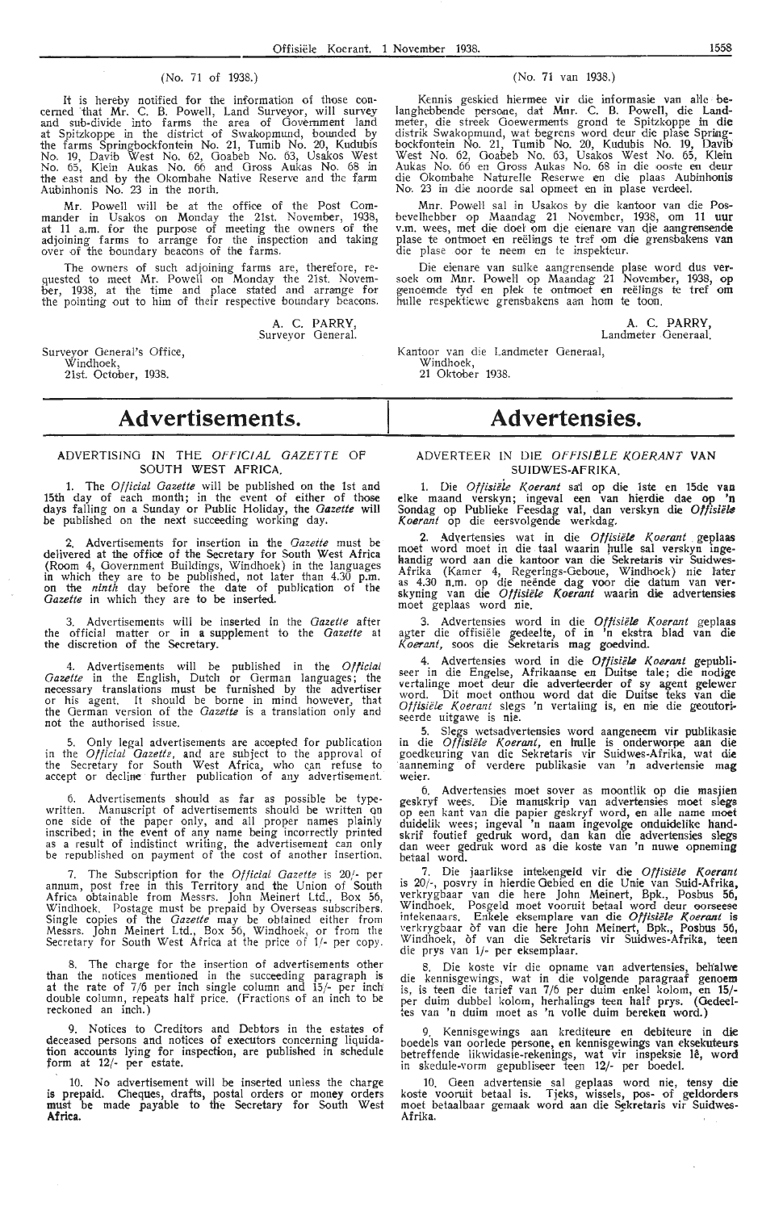(No. 71 of 1938.)

It is hereby notified for the information of those concerned that Mr. C. B. Powell, Land Surveyor, will survey and sub-divide into farms the area of Government land at Spitzkoppe in the district of Swakopmund, bounded by the farms Springbockfontein No. 21, Tumib No. 20, Kudubis No. 19, Davib West No. 62, Goabeb No. 63, Usakos West No. 65, Klein Aukas No. 66 and Gross Aukas No. 68 in the east and by the Okombahe Native Reserve and the farm Aubinhonis No. 23 in the north.

Mr. Powell will be at the office of the Post Commander in Usakos on Monday the 21st. November, 1938, at 11 a.m. for the purpose of meeting the owners of the adjoining farms to arrange for the inspection and taking over of the boundary beacons of the farms.

The owners of such adjoining farms are, therefore, requested to meet Mr. Powell on Monday the 21st. November, 1938, at the time and place stated and arrange for the pointing out to him of their respective boundary beacons.

A. C. PARRY,
Surveyor General.

Surveyor General's Office,
Windhoek,
21st. October, 1938.

(No. 71 van 1938.)

Kennis geskied hiermee vir die informasie van alle belanghebbende persone, dat Mnr. C. B. Powell, die Landmeter, die streek Goewerments grond te Spitzkoppe in die distrik Swakopmund, wat begrens word deur die plase Springbockfontein No. 21, Tumib No. 20, Kudubis No. 19, Davib West No. 62, Goabeb No. 63, Usakos West No. 65, Klein Aukas No. 66 en Gross Aukas No. 68 in die ooste en deur die Okombahe Naturelle Reserwe en die plaas Aubinhonis No. 23 in die noorde sal opmeet en in plase verdeel.

Mnr. Powell sal in Usakos by die kantoor van die Posbevelhebber op Maandag 21 November, 1938, om 11 uur v.m. wees, met die doel om die eienare van die aangrensende plase te ontmoet en reëlings te tref om die grensbakens van die plase oor te neem en te inspekteur.

Die eienare van sulke aangrensende plase word dus versoek om Mnr. Powell op Maandag 21 November, 1938, op genoemde tyd en plek te ontmoet en reëlings te tref om hulle respektiewe grensbakens aan hom te toon.

A. C. PARRY,
Landmeter Generaal.

Kantoor van die Landmeter Generaal,
Windhoek,
21 Oktober 1938.

# Advertisements.

## ADVERTISING IN THE *OFFICIAL GAZETTE* OF SOUTH WEST AFRICA.

1. The *Official Gazette* will be published on the 1st and 15th day of each month; in the event of either of those days falling on a Sunday or Public Holiday, the *Gazette* will be published on the next succeeding working day.

2. Advertisements for insertion in the *Gazette* must be delivered at the office of the Secretary for South West Africa (Room 4, Government Buildings, Windhoek) in the languages in which they are to be published, not later than 4.30 p.m. on the *ninth* day before the date of publication of the *Gazette* in which they are to be inserted.

3. Advertisements will be inserted in the *Gazette* after the official matter or in a supplement to the *Gazette* at the discretion of the Secretary.

4. Advertisements will be published in the *Official Gazette* in the English, Dutch or German languages; the necessary translations must be furnished by the advertiser or his agent. It should be borne in mind however, that the German version of the *Gazette* is a translation only and not the authorised issue.

5. Only legal advertisements are accepted for publication in the *Official Gazette*, and are subject to the approval of the Secretary for South West Africa, who can refuse to accept or decline further publication of any advertisement.

6. Advertisements should as far as possible be typewritten. Manuscript of advertisements should be written on one side of the paper only, and all proper names plainly inscribed; in the event of any name being incorrectly printed as a result of indistinct writing, the advertisement can only be republished on payment of the cost of another insertion.

7. The Subscription for the *Official Gazette* is 20/- per annum, post free in this Territory and the Union of South Africa obtainable from Messrs. John Meinert Ltd., Box 56, Windhoek. Postage must be prepaid by Overseas subscribers. Single copies of the *Gazette* may be obtained either from Messrs. John Meinert Ltd., Box 56, Windhoek, or from the Secretary for South West Africa at the price of 1/- per copy.

8. The charge for the insertion of advertisements other than the notices mentioned in the succeeding paragraph is at the rate of 7/6 per inch single column and 15/- per inch double column, repeats half price. (Fractions of an inch to be reckoned an inch.)

9. Notices to Creditors and Debtors in the estates of deceased persons and notices of executors concerning liquidation accounts lying for inspection, are published in schedule form at 12/- per estate.

10. No advertisement will be inserted unless the charge is prepaid. Cheques, drafts, postal orders or money orders must be made payable to the Secretary for South West Africa.

# Advertensies.

## ADVERTEER IN DIE *OFFISIËLE KOERANT* VAN SUIDWES-AFRIKA.

1. Die *Offisiële Koerant* sal op die 1ste en 15de van elke maand verskyn; ingeval een van hierdie dae op 'n Sondag op Publieke Feesdag val, dan verskyn die *Offisiële Koerant* op die eersvolgende werkdag.

2. Advertensies wat in die *Offisiële Koerant* geplaas moet word moet in die taal waarin hulle sal verskyn ingehandig word aan die kantoor van die Sekretaris vir Suidwes-Afrika (Kamer 4, Regerings-Geboue, Windhoek) nie later as 4.30 n.m. op die neënde dag voor die datum van verskyning van die *Offisiële Koerant* waarin die advertensies moet geplaas word nie.

3. Advertensies word in die *Offisiële Koerant* geplaas agter die offisiële gedeelte, of in 'n ekstra blad van die *Koerant*, soos die Sekretaris mag goedvind.

4. Advertensies word in die *Offisiële Koerant* gepubliseer in die Engelse, Afrikaanse en Duitse tale; die nodige vertalinge moet deur die adverteerder of sy agent gelewer word. Dit moet onthou word dat die Duitse teks van die *Offisiële Koerant* slegs 'n vertaling is, en nie die geoutoriseerde uitgawe is nie.

5. Slegs wetsadvertensies word aangeneem vir publikasie in die *Offisiële Koerant*, en hulle is onderworpe aan die goedkeuring van die Sekretaris vir Suidwes-Afrika, wat die aanneming of verdere publikasie van 'n advertensie mag weier.

6. Advertensies moet sover as moontlik op die masjien geskryf wees. Die manuskrip van advertensies moet slegs op een kant van die papier geskryf word, en alle name moet duidelik wees; ingeval 'n naam ingevolge onduidelike handskrif foutief gedruk word, dan kan die advertensies slegs dan weer gedruk word as die koste van 'n nuwe opneming betaal word.

7. Die jaarlikse intekengeld vir die *Offisiële Koerant* is 20/-, posvry in hierdie Gebied en die Unie van Suid-Afrika, verkrygbaar van die here John Meinert, Bpk., Posbus 56, Windhoek. Posgeld moet vooruit betaal word deur oorseese intekenaars. Enkele eksemplare van die *Offisiële Koerant* is verkrygbaar òf van die here John Meinert, Bpk., Posbus 56, Windhoek, òf van die Sekretaris vir Suidwes-Afrika, teen die prys van 1/- per eksemplaar.

8. Die koste vir die opname van advertensies, behalwe die kennisgewings, wat in die volgende paragraaf genoem is, is teen die tarief van 7/6 per duim enkel kolom, en 15/- per duim dubbel kolom, herhalings teen half prys. (Gedeeltes van 'n duim moet as 'n volle duim bereken word.)

9. Kennisgewings aan krediteure en debiteure in die boedels van oorlede persone, en kennisgewings van eksekuteurs betreffende likwidasie-rekenings, wat vir inspeksie lê, word in skedule-vorm gepubliseer teen 12/- per boedel.

10. Geen advertensie sal geplaas word nie, tensy die koste vooruit betaal is. Tjeks, wissels, pos- of geldorders moet betaalbaar gemaak word aan die Sekretaris vir Suidwes-Afrika.